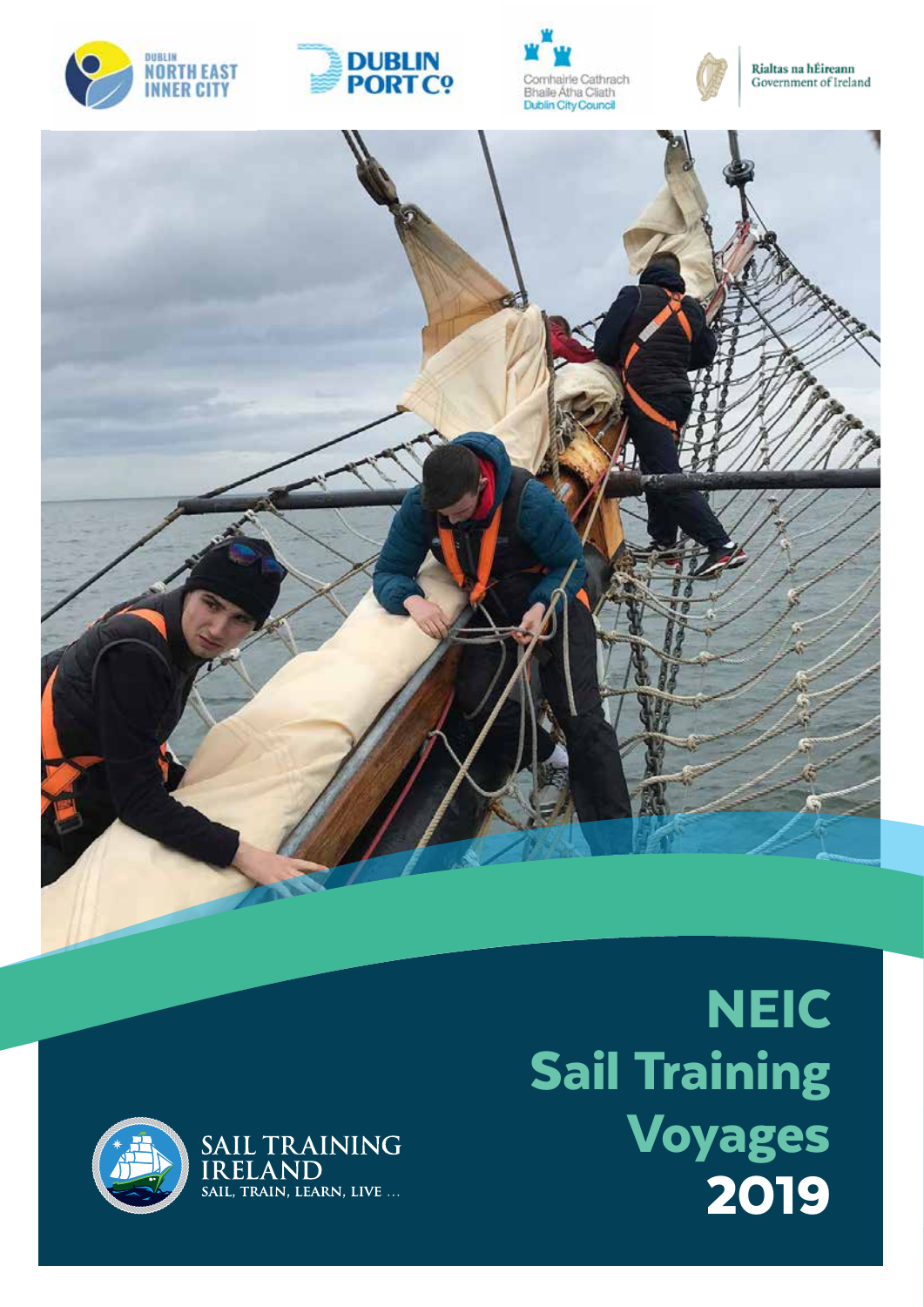DUBLIN NORTH EAST INNER CITY

DUBLIN PORT Co

Comhairle Cathrach Bhaile Átha Cliath
Dublin City Council

Rialtas na hÉireann
Government of Ireland

# NEIC Sail Training Voyages 2019

SAIL TRAINING IRELAND
SAIL, TRAIN, LEARN, LIVE ...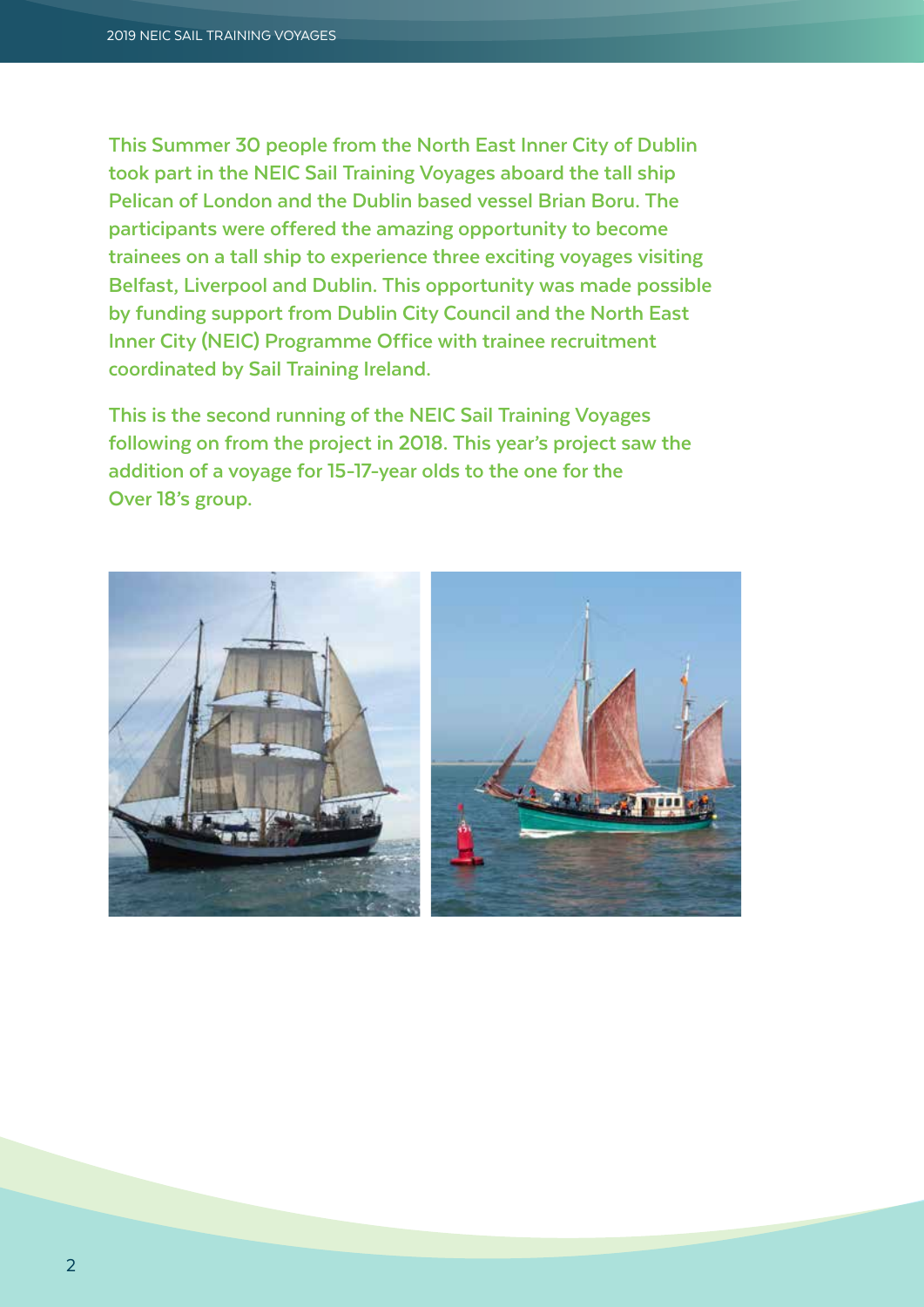This Summer 30 people from the North East Inner City of Dublin took part in the NEIC Sail Training Voyages aboard the tall ship Pelican of London and the Dublin based vessel Brian Boru. The participants were offered the amazing opportunity to become trainees on a tall ship to experience three exciting voyages visiting Belfast, Liverpool and Dublin. This opportunity was made possible by funding support from Dublin City Council and the North East Inner City (NEIC) Programme Office with trainee recruitment coordinated by Sail Training Ireland.

This is the second running of the NEIC Sail Training Voyages following on from the project in 2018. This year's project saw the addition of a voyage for 15-17-year olds to the one for the Over 18's group.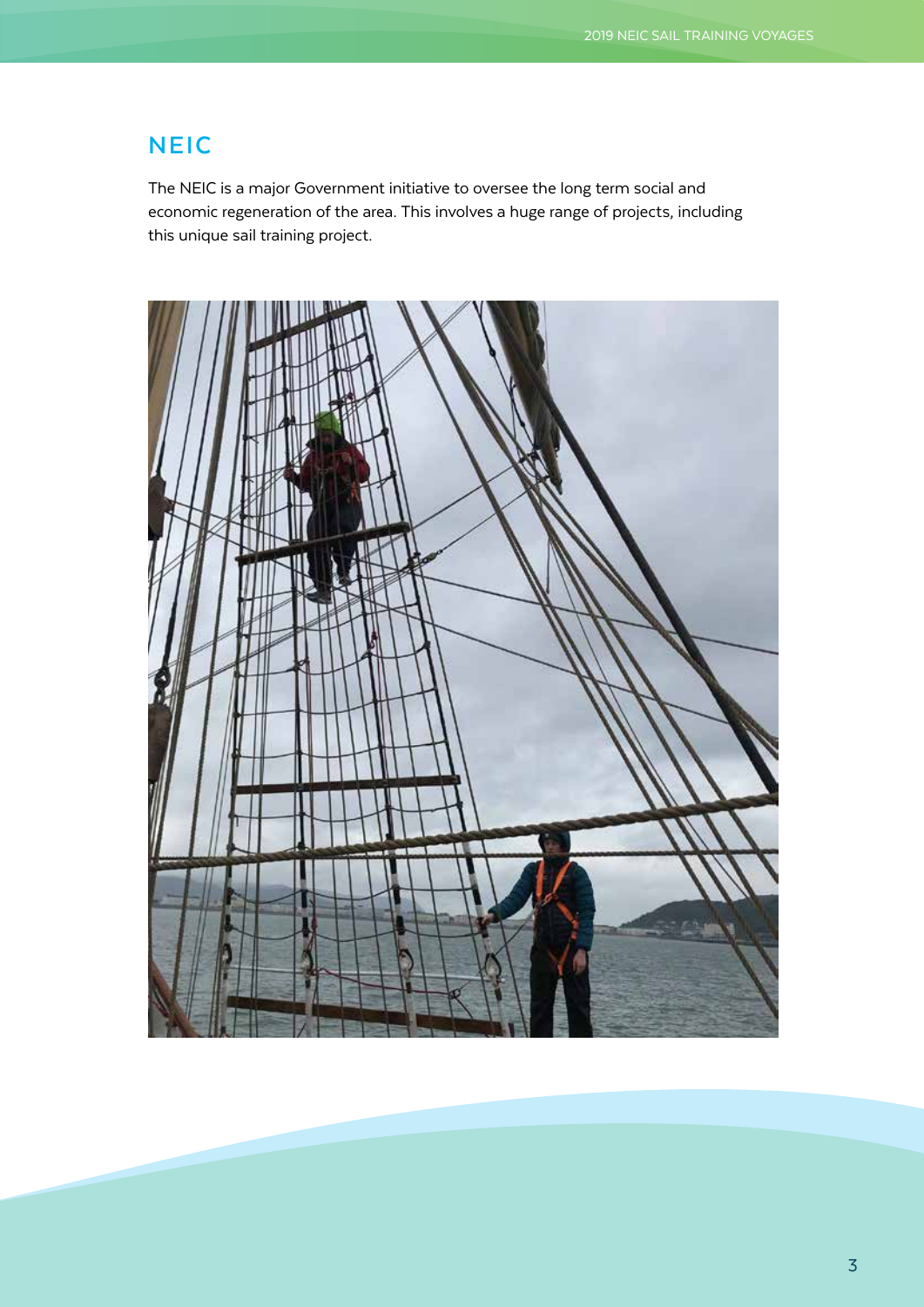## NEIC

The NEIC is a major Government initiative to oversee the long term social and economic regeneration of the area. This involves a huge range of projects, including this unique sail training project.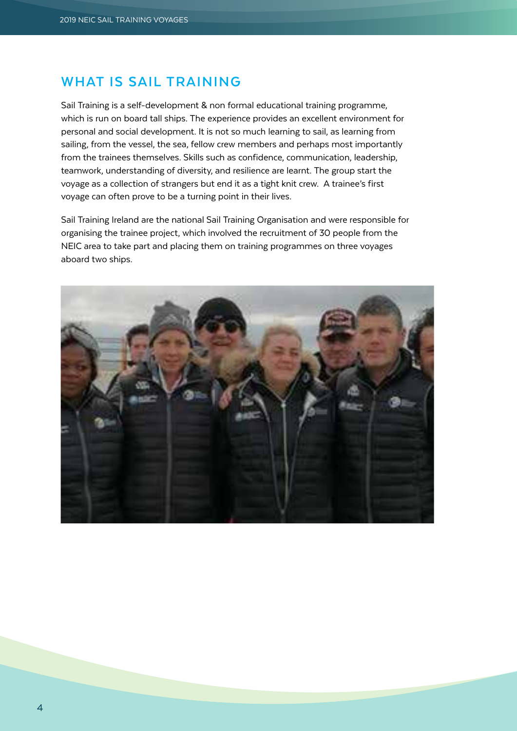## WHAT IS SAIL TRAINING

Sail Training is a self-development & non formal educational training programme, which is run on board tall ships. The experience provides an excellent environment for personal and social development. It is not so much learning to sail, as learning from sailing, from the vessel, the sea, fellow crew members and perhaps most importantly from the trainees themselves. Skills such as confidence, communication, leadership, teamwork, understanding of diversity, and resilience are learnt. The group start the voyage as a collection of strangers but end it as a tight knit crew. A trainee's first voyage can often prove to be a turning point in their lives.

Sail Training Ireland are the national Sail Training Organisation and were responsible for organising the trainee project, which involved the recruitment of 30 people from the NEIC area to take part and placing them on training programmes on three voyages aboard two ships.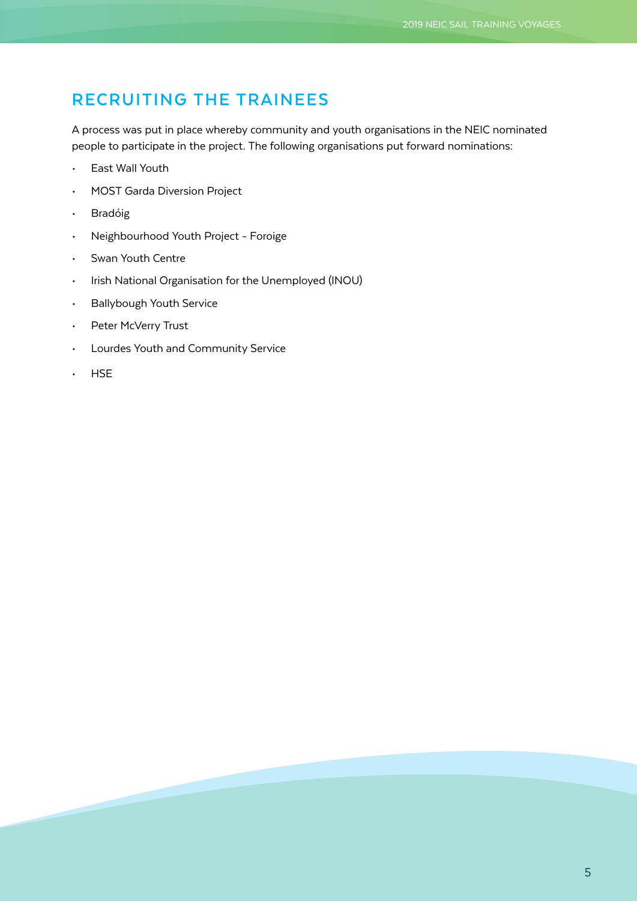## RECRUITING THE TRAINEES

A process was put in place whereby community and youth organisations in the NEIC nominated people to participate in the project. The following organisations put forward nominations:

- East Wall Youth
- MOST Garda Diversion Project
- Bradóig
- Neighbourhood Youth Project - Foroige
- Swan Youth Centre
- Irish National Organisation for the Unemployed (INOU)
- Ballybough Youth Service
- Peter McVerry Trust
- Lourdes Youth and Community Service
- HSE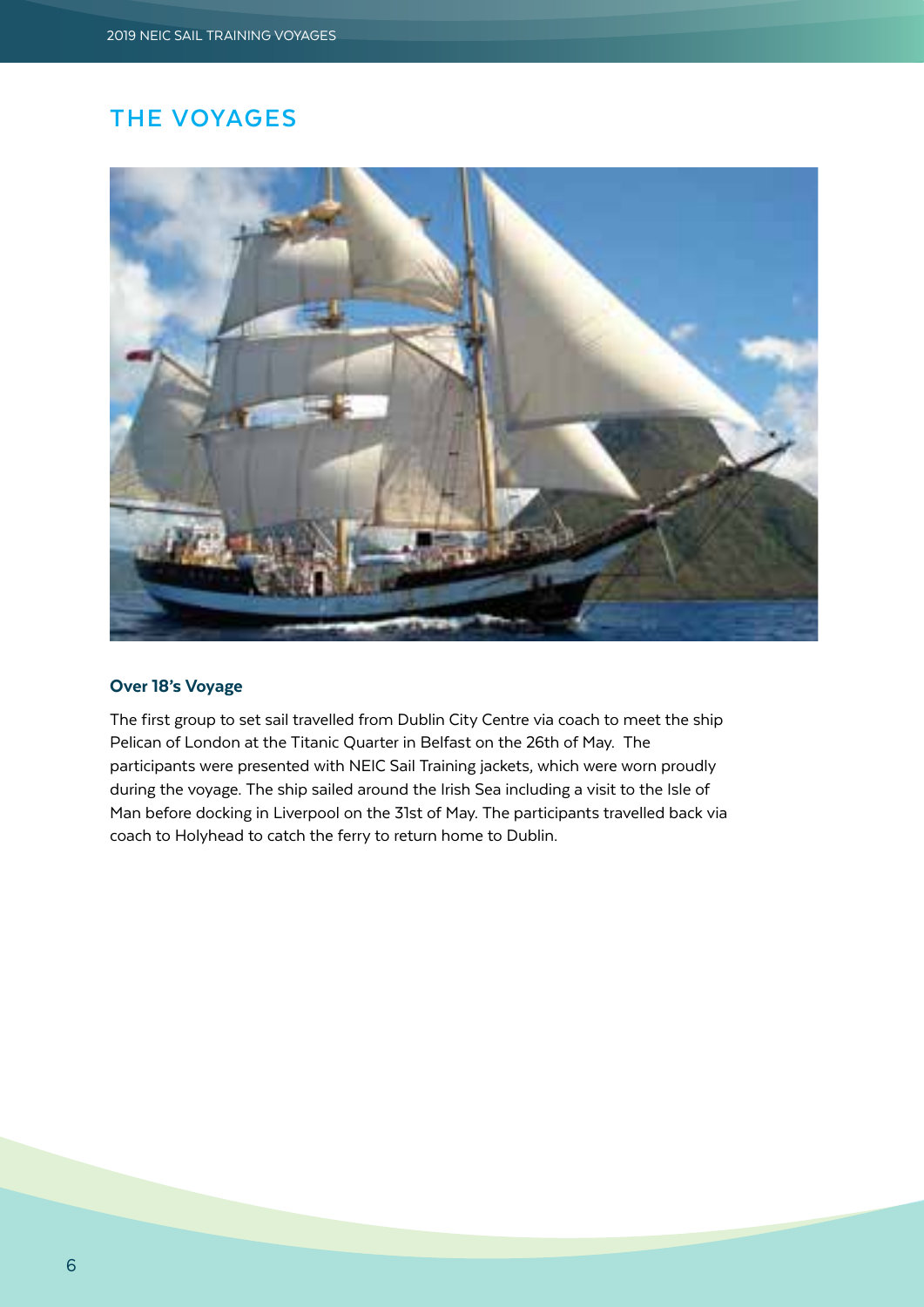## THE VOYAGES

**Over 18's Voyage**

The first group to set sail travelled from Dublin City Centre via coach to meet the ship Pelican of London at the Titanic Quarter in Belfast on the 26th of May. The participants were presented with NEIC Sail Training jackets, which were worn proudly during the voyage. The ship sailed around the Irish Sea including a visit to the Isle of Man before docking in Liverpool on the 31st of May. The participants travelled back via coach to Holyhead to catch the ferry to return home to Dublin.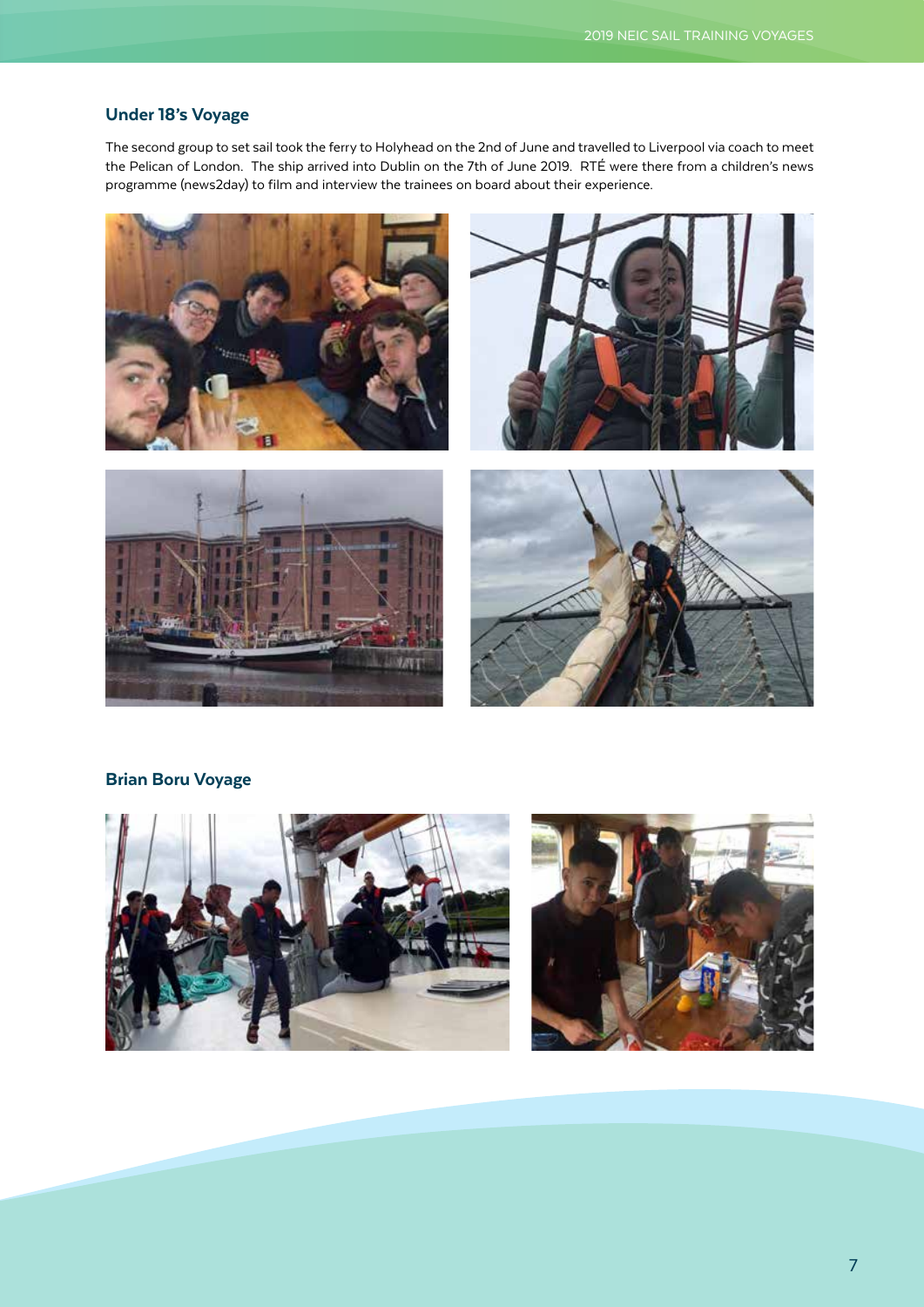### Under 18's Voyage

The second group to set sail took the ferry to Holyhead on the 2nd of June and travelled to Liverpool via coach to meet the Pelican of London. The ship arrived into Dublin on the 7th of June 2019. RTÉ were there from a children's news programme (news2day) to film and interview the trainees on board about their experience.

### Brian Boru Voyage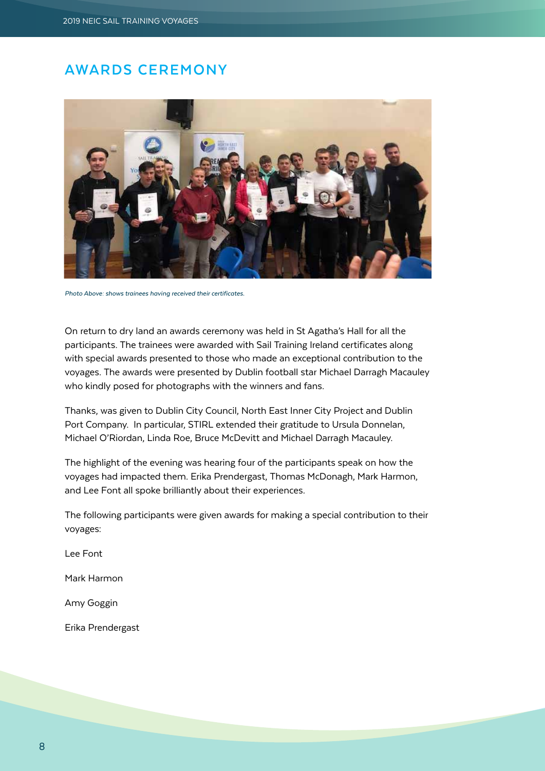## AWARDS CEREMONY

*Photo Above: shows trainees having received their certificates.*

On return to dry land an awards ceremony was held in St Agatha's Hall for all the participants. The trainees were awarded with Sail Training Ireland certificates along with special awards presented to those who made an exceptional contribution to the voyages. The awards were presented by Dublin football star Michael Darragh Macauley who kindly posed for photographs with the winners and fans.

Thanks, was given to Dublin City Council, North East Inner City Project and Dublin Port Company. In particular, STIRL extended their gratitude to Ursula Donnelan, Michael O'Riordan, Linda Roe, Bruce McDevitt and Michael Darragh Macauley.

The highlight of the evening was hearing four of the participants speak on how the voyages had impacted them. Erika Prendergast, Thomas McDonagh, Mark Harmon, and Lee Font all spoke brilliantly about their experiences.

The following participants were given awards for making a special contribution to their voyages:

Lee Font

Mark Harmon

Amy Goggin

Erika Prendergast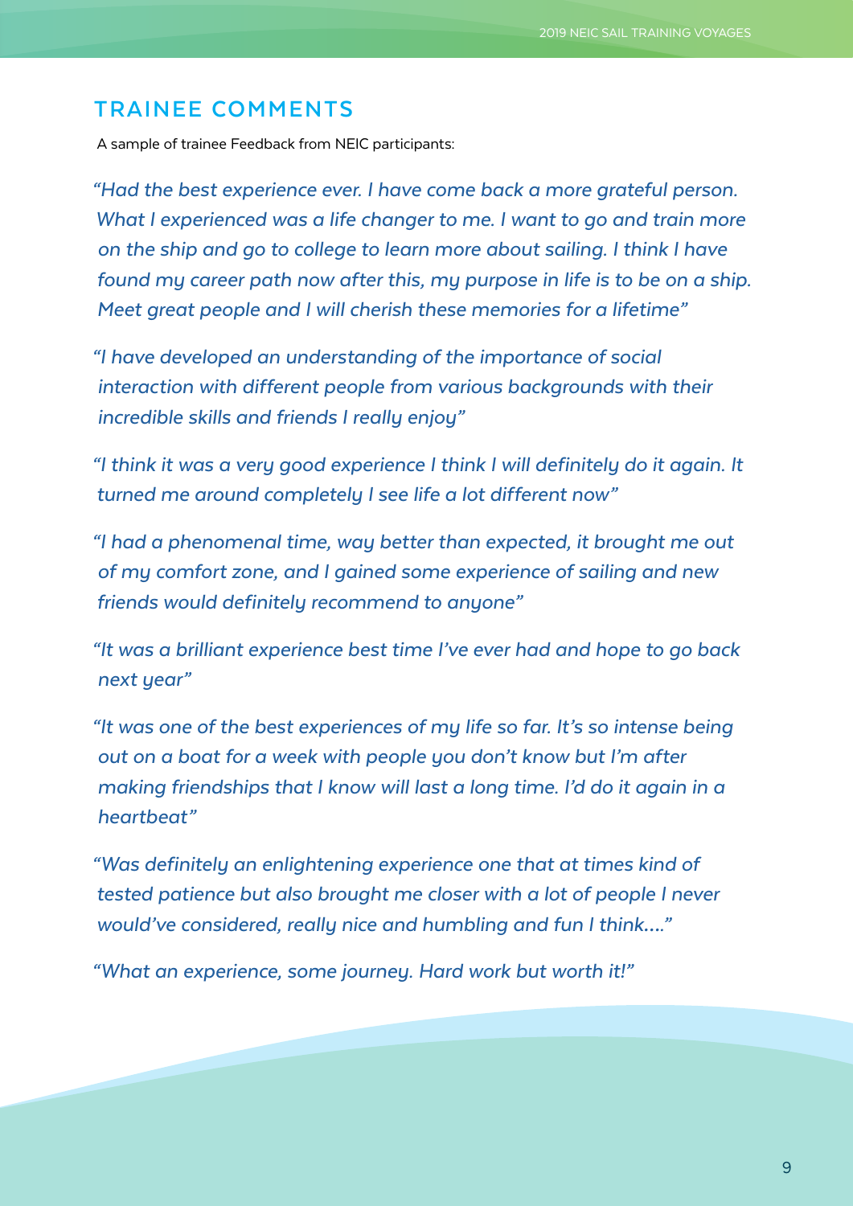## TRAINEE COMMENTS

A sample of trainee Feedback from NEIC participants:

*"Had the best experience ever. I have come back a more grateful person. What I experienced was a life changer to me. I want to go and train more on the ship and go to college to learn more about sailing. I think I have found my career path now after this, my purpose in life is to be on a ship. Meet great people and I will cherish these memories for a lifetime"*

*"I have developed an understanding of the importance of social interaction with different people from various backgrounds with their incredible skills and friends I really enjoy"*

*"I think it was a very good experience I think I will definitely do it again. It turned me around completely I see life a lot different now"*

*"I had a phenomenal time, way better than expected, it brought me out of my comfort zone, and I gained some experience of sailing and new friends would definitely recommend to anyone"*

*"It was a brilliant experience best time I've ever had and hope to go back next year"*

*"It was one of the best experiences of my life so far. It's so intense being out on a boat for a week with people you don't know but I'm after making friendships that I know will last a long time. I'd do it again in a heartbeat"*

*"Was definitely an enlightening experience one that at times kind of tested patience but also brought me closer with a lot of people I never would've considered, really nice and humbling and fun I think...."*

*"What an experience, some journey. Hard work but worth it!"*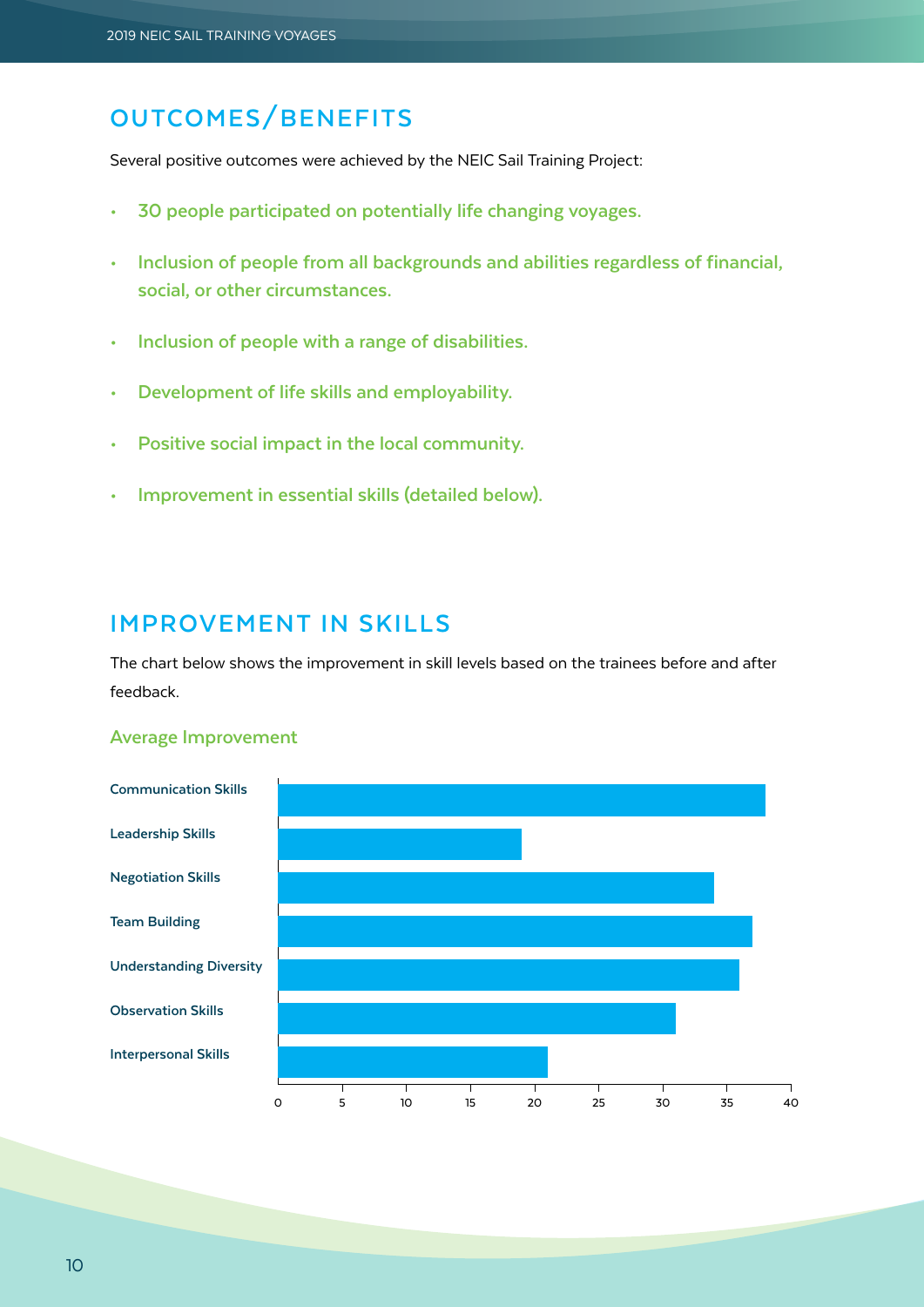## OUTCOMES/BENEFITS

Several positive outcomes were achieved by the NEIC Sail Training Project:

- **30 people participated on potentially life changing voyages.**
- **Inclusion of people from all backgrounds and abilities regardless of financial, social, or other circumstances.**
- **Inclusion of people with a range of disabilities.**
- **Development of life skills and employability.**
- **Positive social impact in the local community.**
- **Improvement in essential skills (detailed below).**

## IMPROVEMENT IN SKILLS

The chart below shows the improvement in skill levels based on the trainees before and after feedback.

### Average Improvement

| Skill | Average Improvement (approx., read from chart) |
| --- | --- |
| Communication Skills | 38 |
| Leadership Skills | 19 |
| Negotiation Skills | 34 |
| Team Building | 37 |
| Understanding Diversity | 36 |
| Observation Skills | 31 |
| Interpersonal Skills | 21 |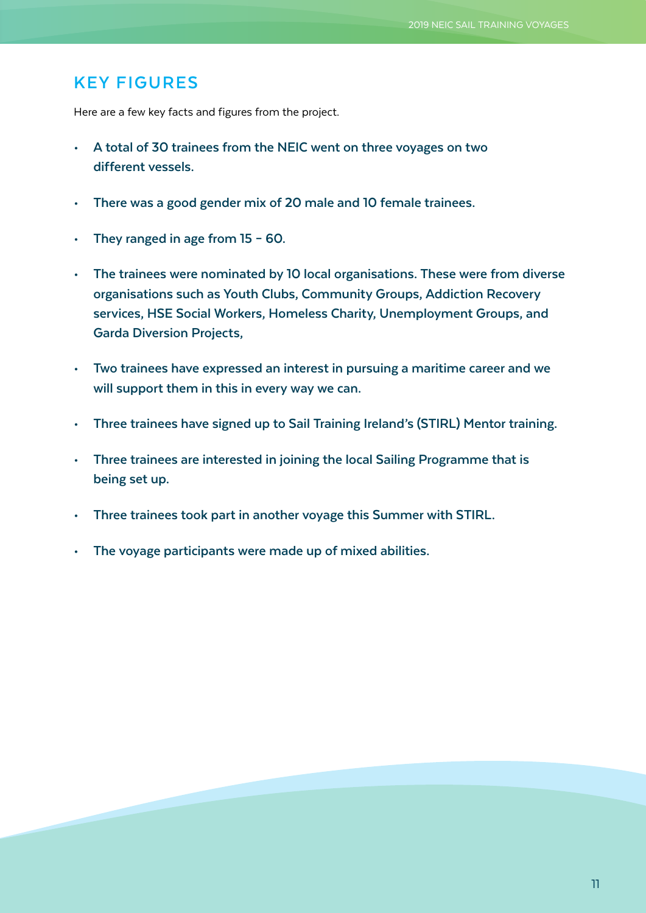## KEY FIGURES

Here are a few key facts and figures from the project.

- **A total of 30 trainees from the NEIC went on three voyages on two different vessels.**
- **There was a good gender mix of 20 male and 10 female trainees.**
- **They ranged in age from 15 – 60.**
- **The trainees were nominated by 10 local organisations. These were from diverse organisations such as Youth Clubs, Community Groups, Addiction Recovery services, HSE Social Workers, Homeless Charity, Unemployment Groups, and Garda Diversion Projects,**
- **Two trainees have expressed an interest in pursuing a maritime career and we will support them in this in every way we can.**
- **Three trainees have signed up to Sail Training Ireland's (STIRL) Mentor training.**
- **Three trainees are interested in joining the local Sailing Programme that is being set up.**
- **Three trainees took part in another voyage this Summer with STIRL.**
- **The voyage participants were made up of mixed abilities.**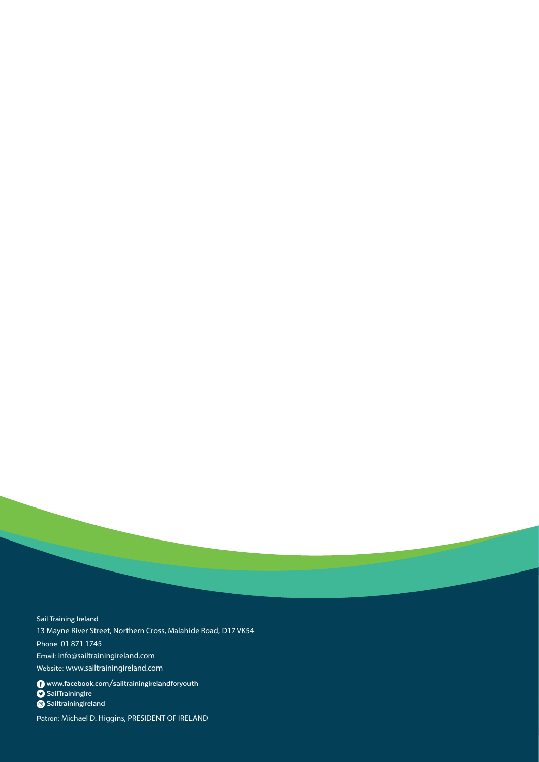Sail Training Ireland

13 Mayne River Street, Northern Cross, Malahide Road, D17 VK54

Phone: 01 871 1745

Email: info@sailtrainingireland.com

Website: www.sailtrainingireland.com

www.facebook.com/sailtrainingirelandforyouth

SailTrainingIre

Sailtrainingireland

Patron: Michael D. Higgins, PRESIDENT OF IRELAND